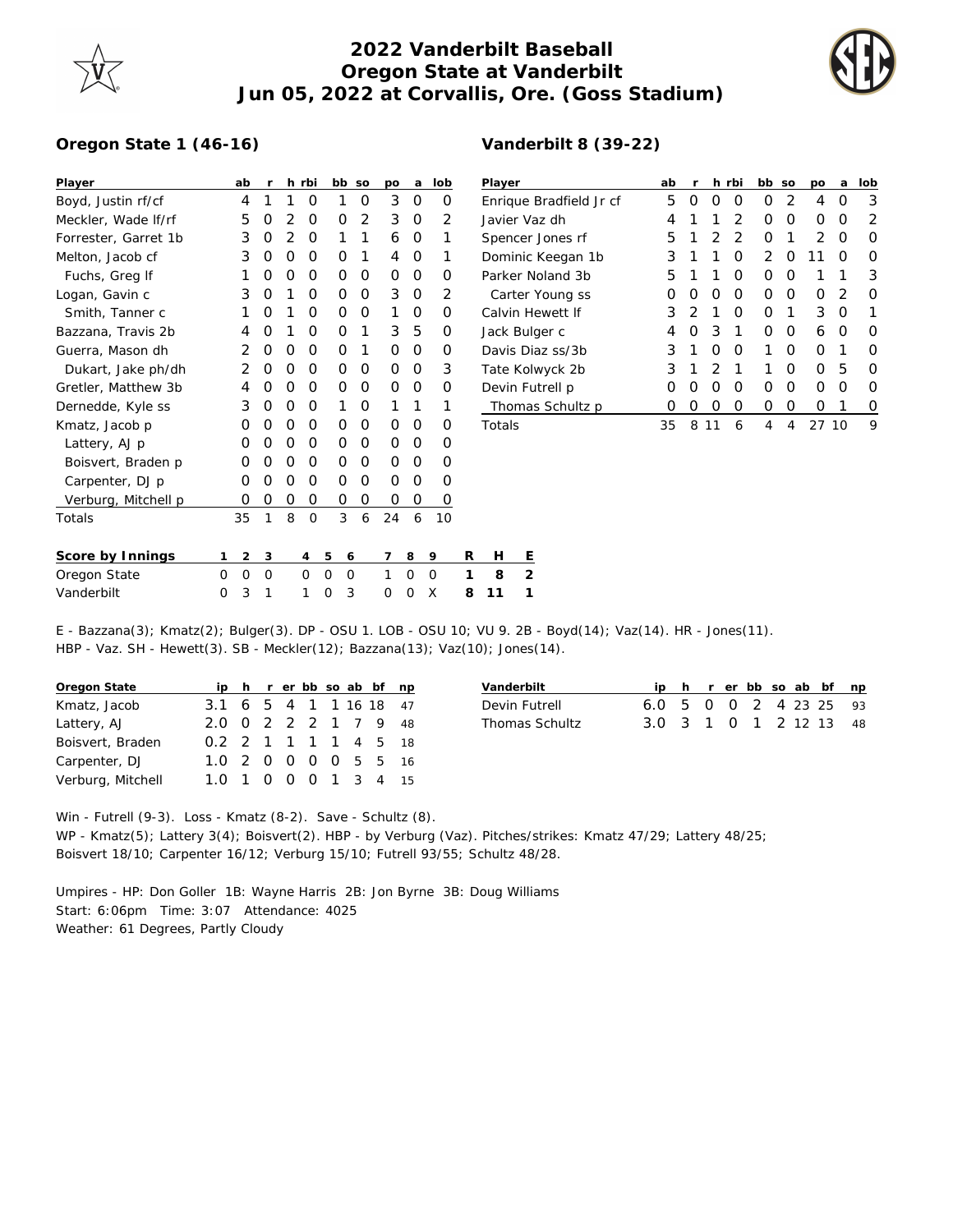# 2022 Vanderbilt Baseball
## Oregon State at Vanderbilt
## Jun 05, 2022 at Corvallis, Ore. (Goss Stadium)

### Oregon State 1 (46-16)

| Player | ab | r | h | rbi | bb | so | po | a | lob |
|---|---|---|---|---|---|---|---|---|---|
| Boyd, Justin rf/cf | 4 | 1 | 1 | 0 | 1 | 0 | 3 | 0 | 0 |
| Meckler, Wade lf/rf | 5 | 0 | 2 | 0 | 0 | 2 | 3 | 0 | 2 |
| Forrester, Garret 1b | 3 | 0 | 2 | 0 | 1 | 1 | 6 | 0 | 1 |
| Melton, Jacob cf | 3 | 0 | 0 | 0 | 0 | 1 | 4 | 0 | 1 |
| Fuchs, Greg lf | 1 | 0 | 0 | 0 | 0 | 0 | 0 | 0 | 0 |
| Logan, Gavin c | 3 | 0 | 1 | 0 | 0 | 0 | 3 | 0 | 2 |
| Smith, Tanner c | 1 | 0 | 1 | 0 | 0 | 0 | 1 | 0 | 0 |
| Bazzana, Travis 2b | 4 | 0 | 1 | 0 | 0 | 1 | 3 | 5 | 0 |
| Guerra, Mason dh | 2 | 0 | 0 | 0 | 0 | 1 | 0 | 0 | 0 |
| Dukart, Jake ph/dh | 2 | 0 | 0 | 0 | 0 | 0 | 0 | 0 | 3 |
| Gretler, Matthew 3b | 4 | 0 | 0 | 0 | 0 | 0 | 0 | 0 | 0 |
| Dernedde, Kyle ss | 3 | 0 | 0 | 0 | 1 | 0 | 1 | 1 | 1 |
| Kmatz, Jacob p | 0 | 0 | 0 | 0 | 0 | 0 | 0 | 0 | 0 |
| Lattery, AJ p | 0 | 0 | 0 | 0 | 0 | 0 | 0 | 0 | 0 |
| Boisvert, Braden p | 0 | 0 | 0 | 0 | 0 | 0 | 0 | 0 | 0 |
| Carpenter, DJ p | 0 | 0 | 0 | 0 | 0 | 0 | 0 | 0 | 0 |
| Verburg, Mitchell p | 0 | 0 | 0 | 0 | 0 | 0 | 0 | 0 | 0 |
| Totals | 35 | 1 | 8 | 0 | 3 | 6 | 24 | 6 | 10 |

### Vanderbilt 8 (39-22)

| Player | ab | r | h | rbi | bb | so | po | a | lob |
|---|---|---|---|---|---|---|---|---|---|
| Enrique Bradfield Jr cf | 5 | 0 | 0 | 0 | 0 | 2 | 4 | 0 | 3 |
| Javier Vaz dh | 4 | 1 | 1 | 2 | 0 | 0 | 0 | 0 | 2 |
| Spencer Jones rf | 5 | 1 | 2 | 2 | 0 | 1 | 2 | 0 | 0 |
| Dominic Keegan 1b | 3 | 1 | 1 | 0 | 2 | 0 | 11 | 0 | 0 |
| Parker Noland 3b | 5 | 1 | 1 | 0 | 0 | 0 | 1 | 1 | 3 |
| Carter Young ss | 0 | 0 | 0 | 0 | 0 | 0 | 0 | 2 | 0 |
| Calvin Hewett lf | 3 | 2 | 1 | 0 | 0 | 1 | 3 | 0 | 1 |
| Jack Bulger c | 4 | 0 | 3 | 1 | 0 | 0 | 6 | 0 | 0 |
| Davis Diaz ss/3b | 3 | 1 | 0 | 0 | 1 | 0 | 0 | 1 | 0 |
| Tate Kolwyck 2b | 3 | 1 | 2 | 1 | 1 | 0 | 0 | 5 | 0 |
| Devin Futrell p | 0 | 0 | 0 | 0 | 0 | 0 | 0 | 0 | 0 |
| Thomas Schultz p | 0 | 0 | 0 | 0 | 0 | 0 | 0 | 1 | 0 |
| Totals | 35 | 8 | 11 | 6 | 4 | 4 | 27 | 10 | 9 |

| Score by Innings | 1 | 2 | 3 | 4 | 5 | 6 | 7 | 8 | 9 | R | H | E |
|---|---|---|---|---|---|---|---|---|---|---|---|---|
| Oregon State | 0 | 0 | 0 | 0 | 0 | 0 | 1 | 0 | 0 | 1 | 8 | 2 |
| Vanderbilt | 0 | 3 | 1 | 1 | 0 | 3 | 0 | 0 | X | 8 | 11 | 1 |

E - Bazzana(3); Kmatz(2); Bulger(3). DP - OSU 1. LOB - OSU 10; VU 9. 2B - Boyd(14); Vaz(14). HR - Jones(11). HBP - Vaz. SH - Hewett(3). SB - Meckler(12); Bazzana(13); Vaz(10); Jones(14).

| Oregon State | ip | h | r | er | bb | so | ab | bf | np |
|---|---|---|---|---|---|---|---|---|---|
| Kmatz, Jacob | 3.1 | 6 | 5 | 4 | 1 | 1 | 16 | 18 | 47 |
| Lattery, AJ | 2.0 | 0 | 2 | 2 | 2 | 1 | 7 | 9 | 48 |
| Boisvert, Braden | 0.2 | 2 | 1 | 1 | 1 | 1 | 4 | 5 | 18 |
| Carpenter, DJ | 1.0 | 2 | 0 | 0 | 0 | 0 | 5 | 5 | 16 |
| Verburg, Mitchell | 1.0 | 1 | 0 | 0 | 0 | 1 | 3 | 4 | 15 |

| Vanderbilt | ip | h | r | er | bb | so | ab | bf | np |
|---|---|---|---|---|---|---|---|---|---|
| Devin Futrell | 6.0 | 5 | 0 | 0 | 2 | 4 | 23 | 25 | 93 |
| Thomas Schultz | 3.0 | 3 | 1 | 0 | 1 | 2 | 12 | 13 | 48 |

Win - Futrell (9-3). Loss - Kmatz (8-2). Save - Schultz (8).
WP - Kmatz(5); Lattery 3(4); Boisvert(2). HBP - by Verburg (Vaz). Pitches/strikes: Kmatz 47/29; Lattery 48/25; Boisvert 18/10; Carpenter 16/12; Verburg 15/10; Futrell 93/55; Schultz 48/28.

Umpires - HP: Don Goller 1B: Wayne Harris 2B: Jon Byrne 3B: Doug Williams
Start: 6:06pm Time: 3:07 Attendance: 4025
Weather: 61 Degrees, Partly Cloudy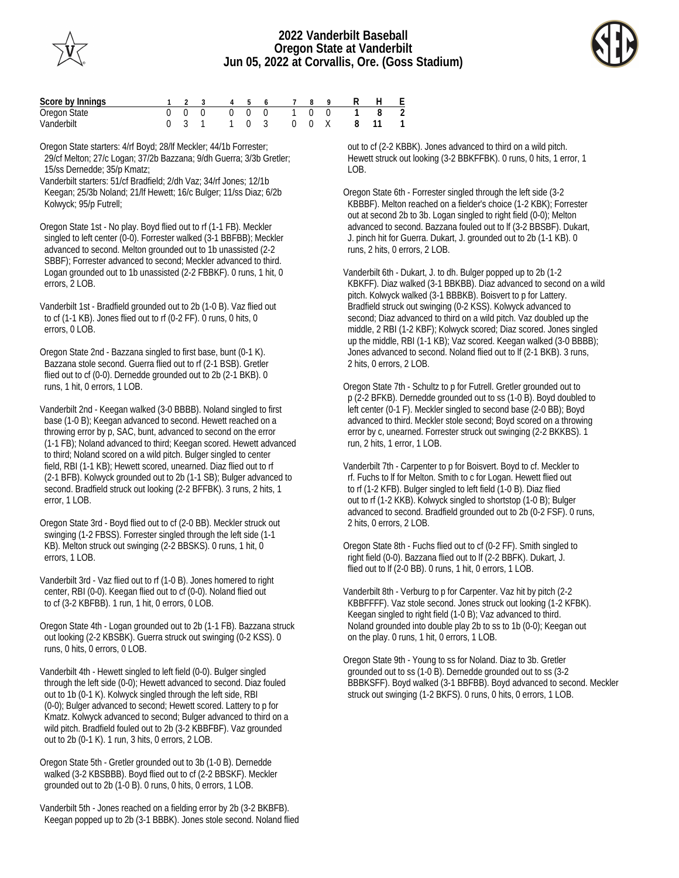# 2022 Vanderbilt Baseball
## Oregon State at Vanderbilt
### Jun 05, 2022 at Corvallis, Ore. (Goss Stadium)

| Score by Innings | 1 | 2 | 3 | 4 | 5 | 6 | 7 | 8 | 9 | R | H | E |
|---|---|---|---|---|---|---|---|---|---|---|---|---|
| Oregon State | 0 | 0 | 0 | 0 | 0 | 0 | 1 | 0 | 0 | 1 | 8 | 2 |
| Vanderbilt | 0 | 3 | 1 | 1 | 0 | 3 | 0 | 0 | X | 8 | 11 | 1 |

Oregon State starters: 4/rf Boyd; 28/lf Meckler; 44/1b Forrester; 29/cf Melton; 27/c Logan; 37/2b Bazzana; 9/dh Guerra; 3/3b Gretler; 15/ss Dernedde; 35/p Kmatz;

Vanderbilt starters: 51/cf Bradfield; 2/dh Vaz; 34/rf Jones; 12/1b Keegan; 25/3b Noland; 21/lf Hewett; 16/c Bulger; 11/ss Diaz; 6/2b Kolwyck; 95/p Futrell;

Oregon State 1st - No play. Boyd flied out to rf (1-1 FB). Meckler singled to left center (0-0). Forrester walked (3-1 BBFBB); Meckler advanced to second. Melton grounded out to 1b unassisted (2-2 SBBF); Forrester advanced to second; Meckler advanced to third. Logan grounded out to 1b unassisted (2-2 FBBKF). 0 runs, 1 hit, 0 errors, 2 LOB.

Vanderbilt 1st - Bradfield grounded out to 2b (1-0 B). Vaz flied out to cf (1-1 KB). Jones flied out to rf (0-2 FF). 0 runs, 0 hits, 0 errors, 0 LOB.

Oregon State 2nd - Bazzana singled to first base, bunt (0-1 K). Bazzana stole second. Guerra flied out to rf (2-1 BSB). Gretler flied out to cf (0-0). Dernedde grounded out to 2b (2-1 BKB). 0 runs, 1 hit, 0 errors, 1 LOB.

Vanderbilt 2nd - Keegan walked (3-0 BBBB). Noland singled to first base (1-0 B); Keegan advanced to second. Hewett reached on a throwing error by p, SAC, bunt, advanced to second on the error (1-1 FB); Noland advanced to third; Keegan scored. Hewett advanced to third; Noland scored on a wild pitch. Bulger singled to center field, RBI (1-1 KB); Hewett scored, unearned. Diaz flied out to rf (2-1 BFB). Kolwyck grounded out to 2b (1-1 SB); Bulger advanced to second. Bradfield struck out looking (2-2 BFFBK). 3 runs, 2 hits, 1 error, 1 LOB.

Oregon State 3rd - Boyd flied out to cf (2-0 BB). Meckler struck out swinging (1-2 FBSS). Forrester singled through the left side (1-1 KB). Melton struck out swinging (2-2 BBSKS). 0 runs, 1 hit, 0 errors, 1 LOB.

Vanderbilt 3rd - Vaz flied out to rf (1-0 B). Jones homered to right center, RBI (0-0). Keegan flied out to cf (0-0). Noland flied out to cf (3-2 KBFBB). 1 run, 1 hit, 0 errors, 0 LOB.

Oregon State 4th - Logan grounded out to 2b (1-1 FB). Bazzana struck out looking (2-2 KBSBK). Guerra struck out swinging (0-2 KSS). 0 runs, 0 hits, 0 errors, 0 LOB.

Vanderbilt 4th - Hewett singled to left field (0-0). Bulger singled through the left side (0-0); Hewett advanced to second. Diaz fouled out to 1b (0-1 K). Kolwyck singled through the left side, RBI (0-0); Bulger advanced to second; Hewett scored. Lattery to p for Kmatz. Kolwyck advanced to second; Bulger advanced to third on a wild pitch. Bradfield fouled out to 2b (3-2 KBBFBF). Vaz grounded out to 2b (0-1 K). 1 run, 3 hits, 0 errors, 2 LOB.

Oregon State 5th - Gretler grounded out to 3b (1-0 B). Dernedde walked (3-2 KBSBBB). Boyd flied out to cf (2-2 BBSKF). Meckler grounded out to 2b (1-0 B). 0 runs, 0 hits, 0 errors, 1 LOB.

Vanderbilt 5th - Jones reached on a fielding error by 2b (3-2 BKBFB). Keegan popped up to 2b (3-1 BBBK). Jones stole second. Noland flied out to cf (2-2 KBBK). Jones advanced to third on a wild pitch. Hewett struck out looking (3-2 BBKFFBK). 0 runs, 0 hits, 1 error, 1 LOB.

Oregon State 6th - Forrester singled through the left side (3-2 KBBBF). Melton reached on a fielder's choice (1-2 KBK); Forrester out at second 2b to 3b. Logan singled to right field (0-0); Melton advanced to second. Bazzana fouled out to lf (3-2 BBSBF). Dukart, J. pinch hit for Guerra. Dukart, J. grounded out to 2b (1-1 KB). 0 runs, 2 hits, 0 errors, 2 LOB.

Vanderbilt 6th - Dukart, J. to dh. Bulger popped up to 2b (1-2 KBKFF). Diaz walked (3-1 BBKBB). Diaz advanced to second on a wild pitch. Kolwyck walked (3-1 BBBKB). Boisvert to p for Lattery. Bradfield struck out swinging (0-2 KSS). Kolwyck advanced to second; Diaz advanced to third on a wild pitch. Vaz doubled up the middle, 2 RBI (1-2 KBF); Kolwyck scored; Diaz scored. Jones singled up the middle, RBI (1-1 KB); Vaz scored. Keegan walked (3-0 BBBB); Jones advanced to second. Noland flied out to lf (2-1 BKB). 3 runs, 2 hits, 0 errors, 2 LOB.

Oregon State 7th - Schultz to p for Futrell. Gretler grounded out to p (2-2 BFKB). Dernedde grounded out to ss (1-0 B). Boyd doubled to left center (0-1 F). Meckler singled to second base (2-0 BB); Boyd advanced to third. Meckler stole second; Boyd scored on a throwing error by c, unearned. Forrester struck out swinging (2-2 KKBKS). 1 run, 2 hits, 1 error, 1 LOB.

Vanderbilt 7th - Carpenter to p for Boisvert. Boyd to cf. Meckler to rf. Fuchs to lf for Melton. Smith to c for Logan. Hewett flied out to rf (1-2 KFB). Bulger singled to left field (1-0 B). Diaz flied out to rf (1-2 KKB). Kolwyck singled to shortstop (1-0 B); Bulger advanced to second. Bradfield grounded out to 2b (0-2 FSF). 0 runs, 2 hits, 0 errors, 2 LOB.

Oregon State 8th - Fuchs flied out to cf (0-2 FF). Smith singled to right field (0-0). Bazzana flied out to lf (2-2 BBFK). Dukart, J. flied out to lf (2-0 BB). 0 runs, 1 hit, 0 errors, 1 LOB.

Vanderbilt 8th - Verburg to p for Carpenter. Vaz hit by pitch (2-2 KBBFFFF). Vaz stole second. Jones struck out looking (1-2 KFBK). Keegan singled to right field (1-0 B); Vaz advanced to third. Noland grounded into double play 2b to ss to 1b (0-0); Keegan out on the play. 0 runs, 1 hit, 0 errors, 1 LOB.

Oregon State 9th - Young to ss for Noland. Diaz to 3b. Gretler grounded out to ss (1-0 B). Dernedde grounded out to ss (3-2 BBBKSFF). Boyd walked (3-1 BBFBB). Boyd advanced to second. Meckler struck out swinging (1-2 BKFS). 0 runs, 0 hits, 0 errors, 1 LOB.